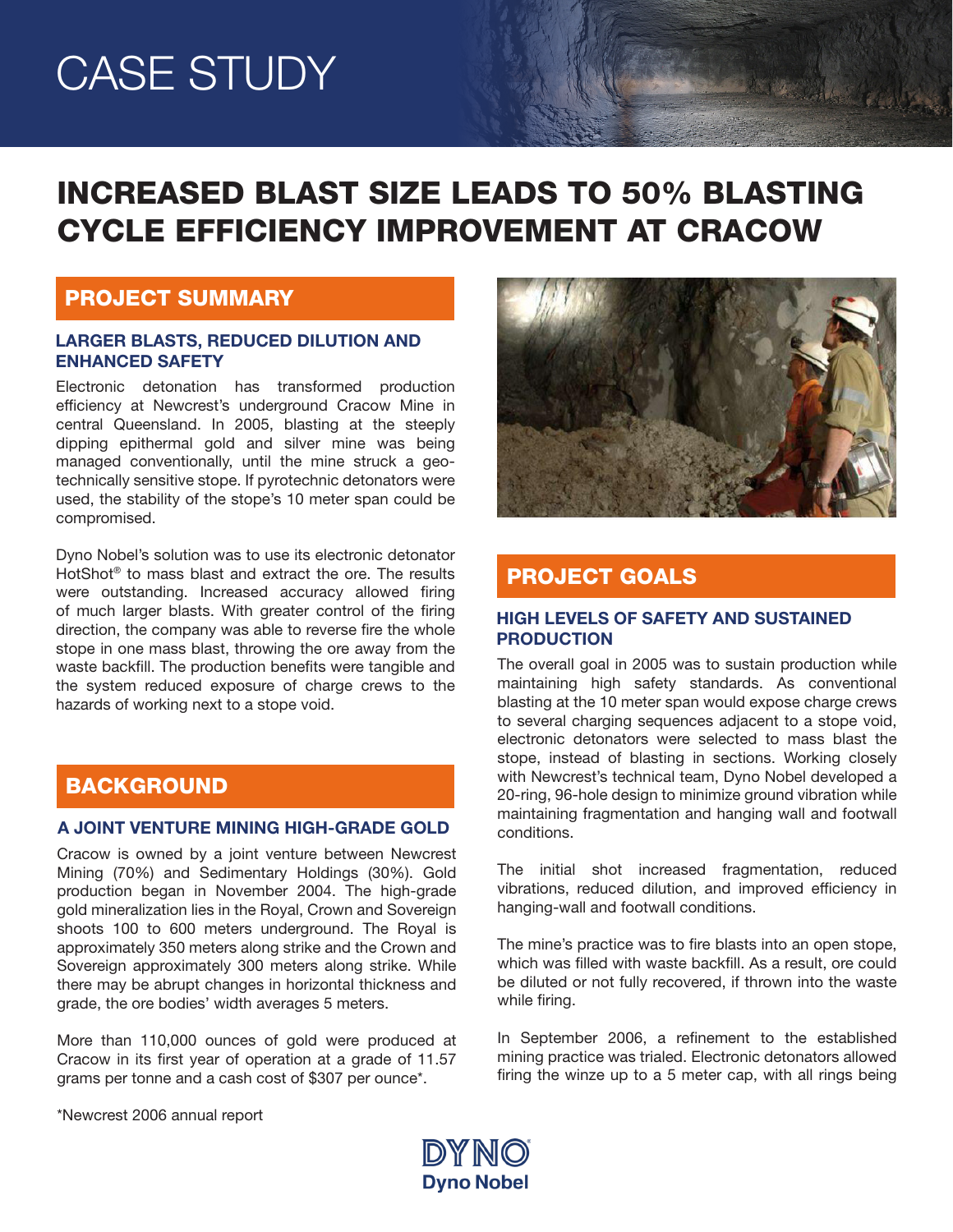# CASE STUDY

# INCREASED BLAST SIZE LEADS TO 50% BLASTING CYCLE EFFICIENCY IMPROVEMENT AT CRACOW

## PROJECT SUMMARY

### LARGER BLASTS, REDUCED DILUTION AND ENHANCED SAFETY

Electronic detonation has transformed production efficiency at Newcrest's underground Cracow Mine in central Queensland. In 2005, blasting at the steeply dipping epithermal gold and silver mine was being managed conventionally, until the mine struck a geotechnically sensitive stope. If pyrotechnic detonators were used, the stability of the stope's 10 meter span could be compromised.

Dyno Nobel's solution was to use its electronic detonator HotShot® to mass blast and extract the ore. The results were outstanding. Increased accuracy allowed firing of much larger blasts. With greater control of the firing direction, the company was able to reverse fire the whole stope in one mass blast, throwing the ore away from the waste backfill. The production benefits were tangible and the system reduced exposure of charge crews to the hazards of working next to a stope void.

## BACKGROUND

### A JOINT VENTURE MINING HIGH-GRADE GOLD

Cracow is owned by a joint venture between Newcrest Mining (70%) and Sedimentary Holdings (30%). Gold production began in November 2004. The high-grade gold mineralization lies in the Royal, Crown and Sovereign shoots 100 to 600 meters underground. The Royal is approximately 350 meters along strike and the Crown and Sovereign approximately 300 meters along strike. While there may be abrupt changes in horizontal thickness and grade, the ore bodies' width averages 5 meters.

More than 110,000 ounces of gold were produced at Cracow in its first year of operation at a grade of 11.57 grams per tonne and a cash cost of $307 per ounce*.

*Newcrest 2006 annual report

## PROJECT GOALS

### HIGH LEVELS OF SAFETY AND SUSTAINED PRODUCTION

The overall goal in 2005 was to sustain production while maintaining high safety standards. As conventional blasting at the 10 meter span would expose charge crews to several charging sequences adjacent to a stope void, electronic detonators were selected to mass blast the stope, instead of blasting in sections. Working closely with Newcrest's technical team, Dyno Nobel developed a 20-ring, 96-hole design to minimize ground vibration while maintaining fragmentation and hanging wall and footwall conditions.

The initial shot increased fragmentation, reduced vibrations, reduced dilution, and improved efficiency in hanging-wall and footwall conditions.

The mine's practice was to fire blasts into an open stope, which was filled with waste backfill. As a result, ore could be diluted or not fully recovered, if thrown into the waste while firing.

In September 2006, a refinement to the established mining practice was trialed. Electronic detonators allowed firing the winze up to a 5 meter cap, with all rings being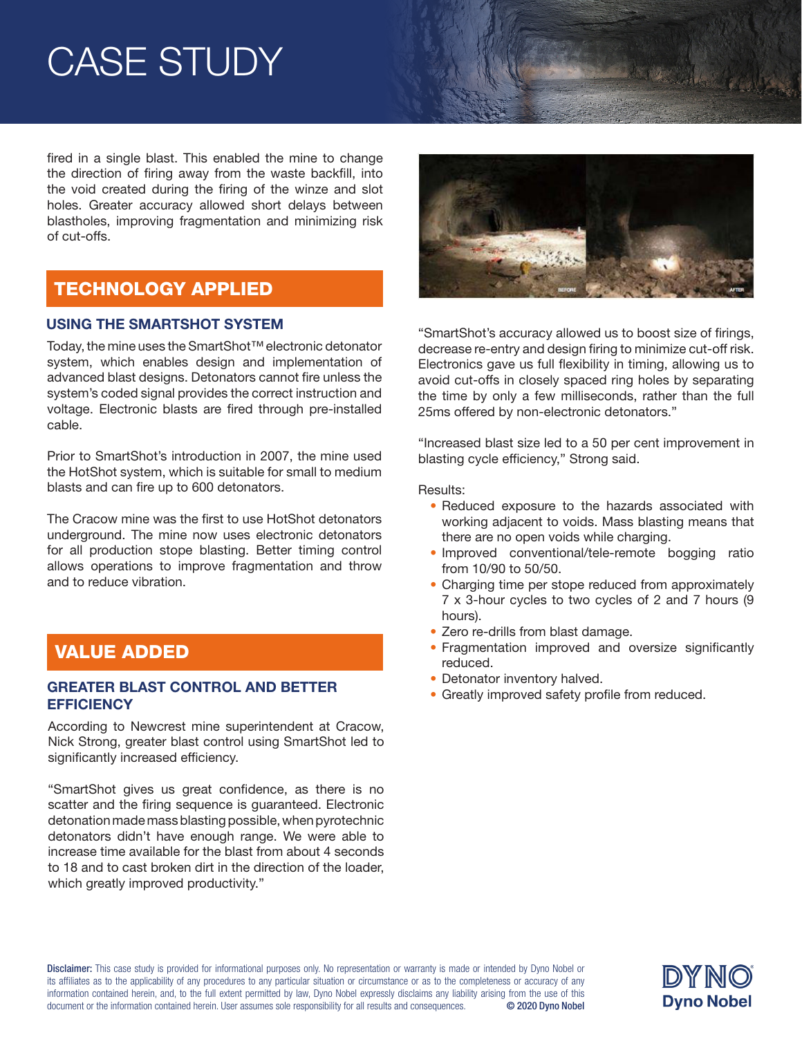# CASE STUDY

fired in a single blast. This enabled the mine to change the direction of firing away from the waste backfill, into the void created during the firing of the winze and slot holes. Greater accuracy allowed short delays between blastholes, improving fragmentation and minimizing risk of cut-offs.

## TECHNOLOGY APPLIED

### USING THE SMARTSHOT SYSTEM

Today, the mine uses the SmartShot™ electronic detonator system, which enables design and implementation of advanced blast designs. Detonators cannot fire unless the system's coded signal provides the correct instruction and voltage. Electronic blasts are fired through pre-installed cable.

Prior to SmartShot's introduction in 2007, the mine used the HotShot system, which is suitable for small to medium blasts and can fire up to 600 detonators.

The Cracow mine was the first to use HotShot detonators underground. The mine now uses electronic detonators for all production stope blasting. Better timing control allows operations to improve fragmentation and throw and to reduce vibration.

## VALUE ADDED

### GREATER BLAST CONTROL AND BETTER EFFICIENCY

According to Newcrest mine superintendent at Cracow, Nick Strong, greater blast control using SmartShot led to significantly increased efficiency.

"SmartShot gives us great confidence, as there is no scatter and the firing sequence is guaranteed. Electronic detonation made mass blasting possible, when pyrotechnic detonators didn't have enough range. We were able to increase time available for the blast from about 4 seconds to 18 and to cast broken dirt in the direction of the loader, which greatly improved productivity."

BEFORE AFTER

"SmartShot's accuracy allowed us to boost size of firings, decrease re-entry and design firing to minimize cut-off risk. Electronics gave us full flexibility in timing, allowing us to avoid cut-offs in closely spaced ring holes by separating the time by only a few milliseconds, rather than the full 25ms offered by non-electronic detonators."

"Increased blast size led to a 50 per cent improvement in blasting cycle efficiency," Strong said.

Results:

- Reduced exposure to the hazards associated with working adjacent to voids. Mass blasting means that there are no open voids while charging.
- Improved conventional/tele-remote bogging ratio from 10/90 to 50/50.
- Charging time per stope reduced from approximately 7 x 3-hour cycles to two cycles of 2 and 7 hours (9 hours).
- Zero re-drills from blast damage.
- Fragmentation improved and oversize significantly reduced.
- Detonator inventory halved.
- Greatly improved safety profile from reduced.

**Disclaimer:** This case study is provided for informational purposes only. No representation or warranty is made or intended by Dyno Nobel or its affiliates as to the applicability of any procedures to any particular situation or circumstance or as to the completeness or accuracy of any information contained herein, and, to the full extent permitted by law, Dyno Nobel expressly disclaims any liability arising from the use of this document or the information contained herein. User assumes sole responsibility for all results and consequences. **© 2020 Dyno Nobel**

DYNO Dyno Nobel